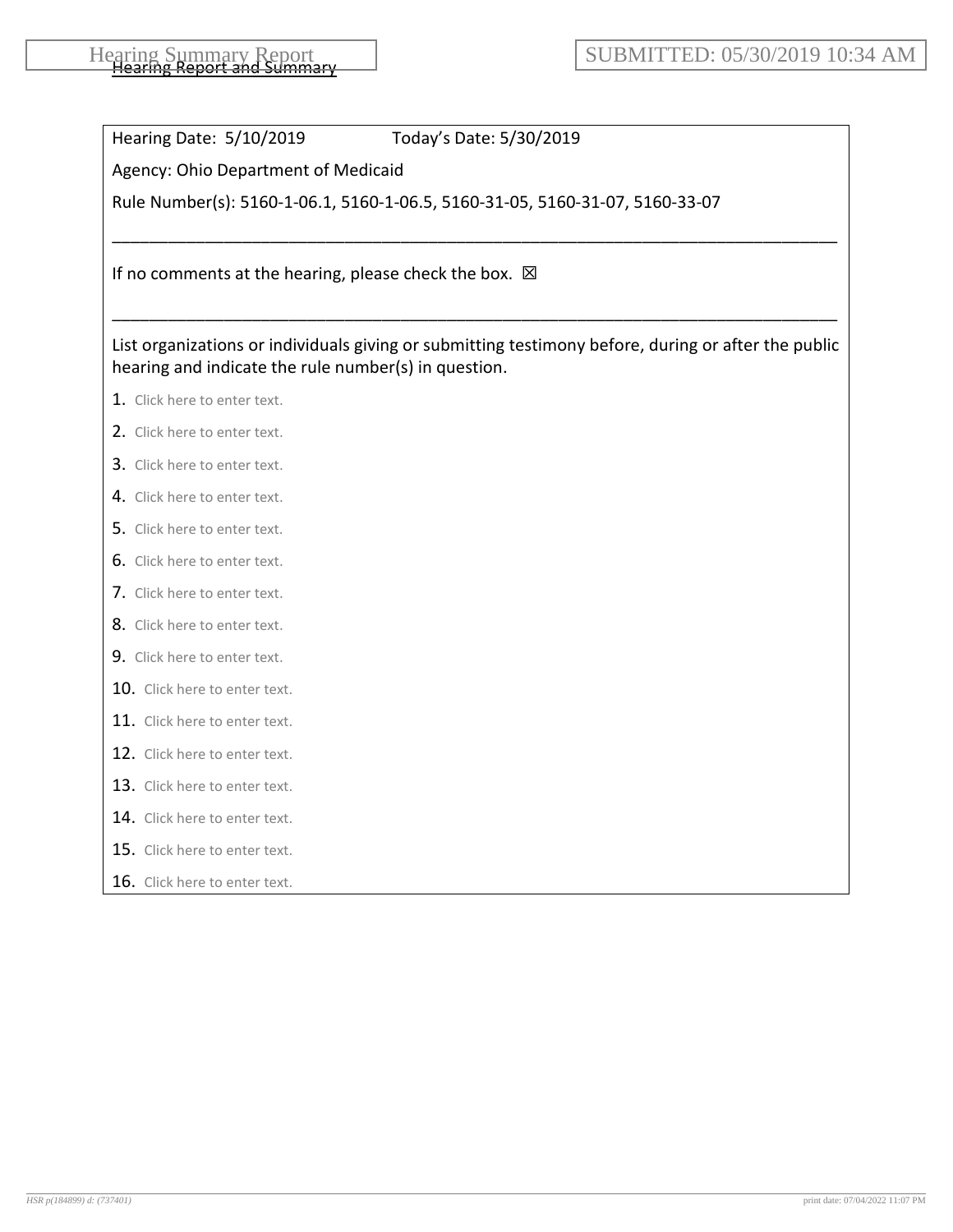Hearing Summary Report

SUBMITTED: 05/30/2019 10:34 AM

Hearing Report and Summary

Hearing Date: 5/10/2019 Today's Date: 5/30/2019

Agency: Ohio Department of Medicaid

Rule Number(s): 5160-1-06.1, 5160-1-06.5, 5160-31-05, 5160-31-07, 5160-33-07

---

If no comments at the hearing, please check the box. ☒

---

List organizations or individuals giving or submitting testimony before, during or after the public hearing and indicate the rule number(s) in question.

1. Click here to enter text.
2. Click here to enter text.
3. Click here to enter text.
4. Click here to enter text.
5. Click here to enter text.
6. Click here to enter text.
7. Click here to enter text.
8. Click here to enter text.
9. Click here to enter text.
10. Click here to enter text.
11. Click here to enter text.
12. Click here to enter text.
13. Click here to enter text.
14. Click here to enter text.
15. Click here to enter text.
16. Click here to enter text.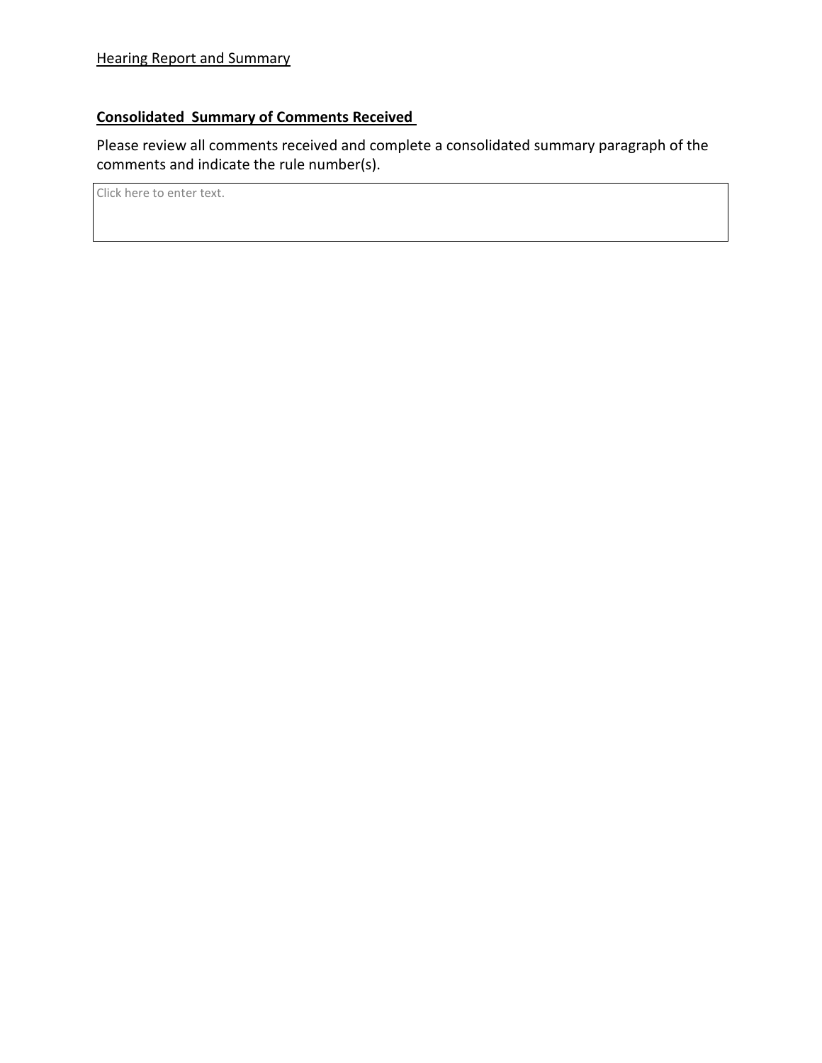Hearing Report and Summary

**Consolidated Summary of Comments Received**

Please review all comments received and complete a consolidated summary paragraph of the comments and indicate the rule number(s).

| Click here to enter text. |
|---|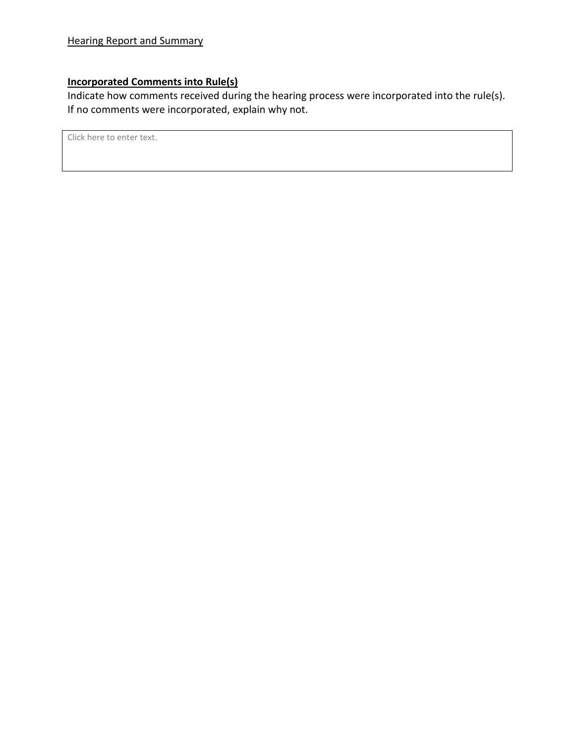Hearing Report and Summary

**Incorporated Comments into Rule(s)**

Indicate how comments received during the hearing process were incorporated into the rule(s). If no comments were incorporated, explain why not.

| |
|---|
| Click here to enter text. |